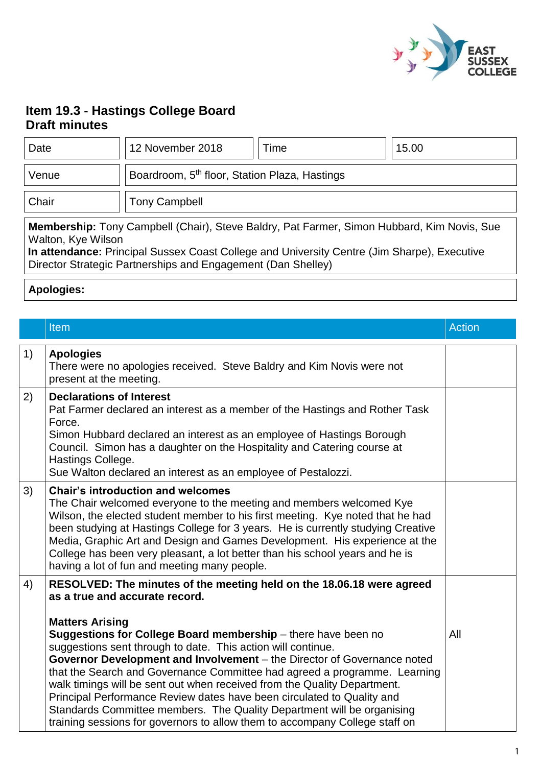# Item 19.3 - Hastings College Board
## Draft minutes

| | | | |
|---|---|---|---|
| Date | 12 November 2018 | Time | 15.00 |
| Venue | Boardroom, 5th floor, Station Plaza, Hastings | | |
| Chair | Tony Campbell | | |

**Membership:** Tony Campbell (Chair), Steve Baldry, Pat Farmer, Simon Hubbard, Kim Novis, Sue Walton, Kye Wilson
**In attendance:** Principal Sussex Coast College and University Centre (Jim Sharpe), Executive Director Strategic Partnerships and Engagement (Dan Shelley)

**Apologies:**

| | Item | Action |
|---|---|---|
| 1) | **Apologies**<br>There were no apologies received. Steve Baldry and Kim Novis were not present at the meeting. | |
| 2) | **Declarations of Interest**<br>Pat Farmer declared an interest as a member of the Hastings and Rother Task Force.<br>Simon Hubbard declared an interest as an employee of Hastings Borough Council. Simon has a daughter on the Hospitality and Catering course at Hastings College.<br>Sue Walton declared an interest as an employee of Pestalozzi. | |
| 3) | **Chair's introduction and welcomes**<br>The Chair welcomed everyone to the meeting and members welcomed Kye Wilson, the elected student member to his first meeting. Kye noted that he had been studying at Hastings College for 3 years. He is currently studying Creative Media, Graphic Art and Design and Games Development. His experience at the College has been very pleasant, a lot better than his school years and he is having a lot of fun and meeting many people. | |
| 4) | **RESOLVED: The minutes of the meeting held on the 18.06.18 were agreed as a true and accurate record.**<br><br>**Matters Arising**<br>**Suggestions for College Board membership** – there have been no suggestions sent through to date. This action will continue.<br>**Governor Development and Involvement** – the Director of Governance noted that the Search and Governance Committee had agreed a programme. Learning walk timings will be sent out when received from the Quality Department. Principal Performance Review dates have been circulated to Quality and Standards Committee members. The Quality Department will be organising training sessions for governors to allow them to accompany College staff on | All |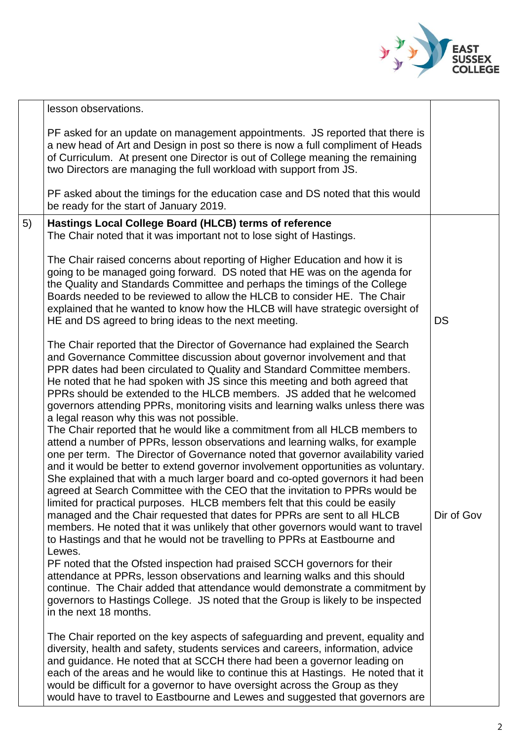| | | |
|---|---|---|
| | lesson observations.<br><br>PF asked for an update on management appointments. JS reported that there is a new head of Art and Design in post so there is now a full compliment of Heads of Curriculum. At present one Director is out of College meaning the remaining two Directors are managing the full workload with support from JS.<br><br>PF asked about the timings for the education case and DS noted that this would be ready for the start of January 2019. | |
| 5) | **Hastings Local College Board (HLCB) terms of reference**<br>The Chair noted that it was important not to lose sight of Hastings.<br><br>The Chair raised concerns about reporting of Higher Education and how it is going to be managed going forward. DS noted that HE was on the agenda for the Quality and Standards Committee and perhaps the timings of the College Boards needed to be reviewed to allow the HLCB to consider HE. The Chair explained that he wanted to know how the HLCB will have strategic oversight of HE and DS agreed to bring ideas to the next meeting. | DS |
| | The Chair reported that the Director of Governance had explained the Search and Governance Committee discussion about governor involvement and that PPR dates had been circulated to Quality and Standard Committee members. He noted that he had spoken with JS since this meeting and both agreed that PPRs should be extended to the HLCB members. JS added that he welcomed governors attending PPRs, monitoring visits and learning walks unless there was a legal reason why this was not possible.<br>The Chair reported that he would like a commitment from all HLCB members to attend a number of PPRs, lesson observations and learning walks, for example one per term. The Director of Governance noted that governor availability varied and it would be better to extend governor involvement opportunities as voluntary. She explained that with a much larger board and co-opted governors it had been agreed at Search Committee with the CEO that the invitation to PPRs would be limited for practical purposes. HLCB members felt that this could be easily managed and the Chair requested that dates for PPRs are sent to all HLCB members. He noted that it was unlikely that other governors would want to travel to Hastings and that he would not be travelling to PPRs at Eastbourne and Lewes.<br>PF noted that the Ofsted inspection had praised SCCH governors for their attendance at PPRs, lesson observations and learning walks and this should continue. The Chair added that attendance would demonstrate a commitment by governors to Hastings College. JS noted that the Group is likely to be inspected in the next 18 months. | Dir of Gov |
| | The Chair reported on the key aspects of safeguarding and prevent, equality and diversity, health and safety, students services and careers, information, advice and guidance. He noted that at SCCH there had been a governor leading on each of the areas and he would like to continue this at Hastings. He noted that it would be difficult for a governor to have oversight across the Group as they would have to travel to Eastbourne and Lewes and suggested that governors are | |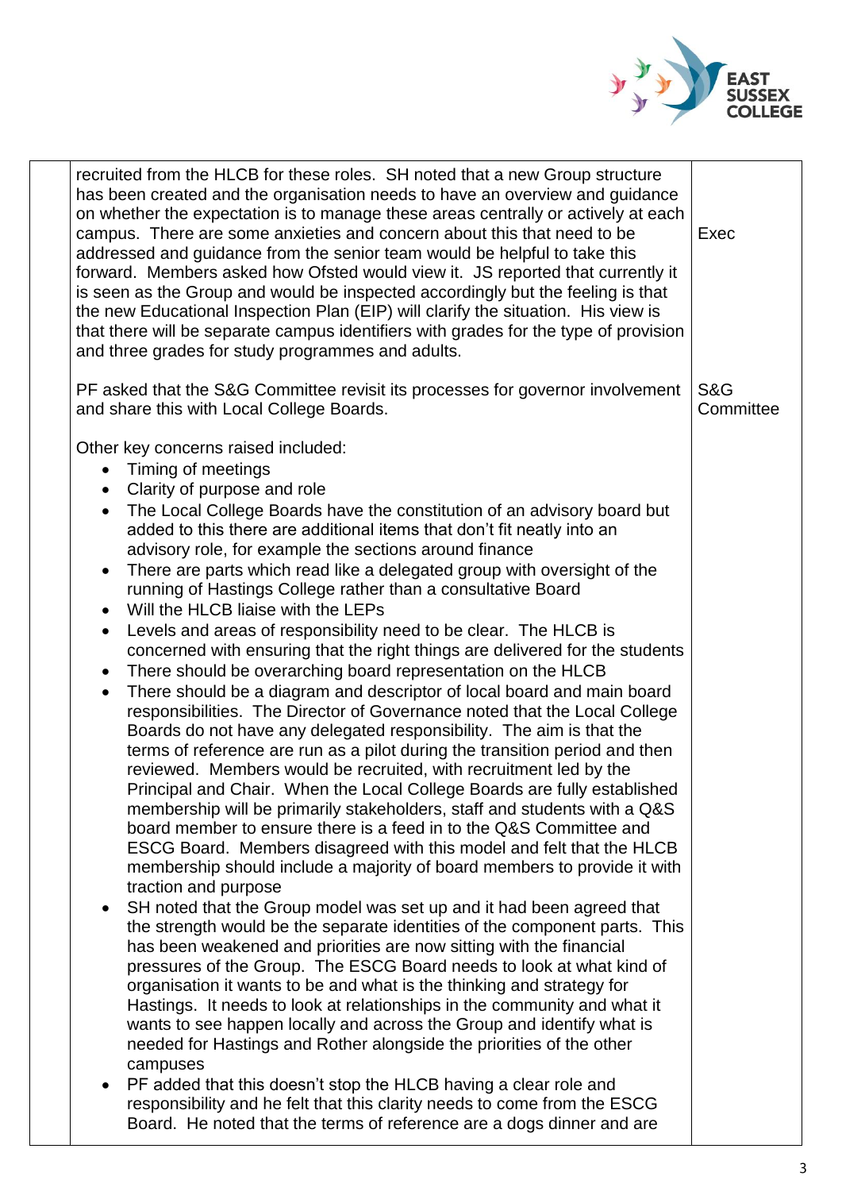| | | |
|---|---|---|
| | recruited from the HLCB for these roles. SH noted that a new Group structure has been created and the organisation needs to have an overview and guidance on whether the expectation is to manage these areas centrally or actively at each campus. There are some anxieties and concern about this that need to be addressed and guidance from the senior team would be helpful to take this forward. Members asked how Ofsted would view it. JS reported that currently it is seen as the Group and would be inspected accordingly but the feeling is that the new Educational Inspection Plan (EIP) will clarify the situation. His view is that there will be separate campus identifiers with grades for the type of provision and three grades for study programmes and adults. | Exec |
| | PF asked that the S&G Committee revisit its processes for governor involvement and share this with Local College Boards. | S&G Committee |
| | Other key concerns raised included:<br>• Timing of meetings<br>• Clarity of purpose and role<br>• The Local College Boards have the constitution of an advisory board but added to this there are additional items that don't fit neatly into an advisory role, for example the sections around finance<br>• There are parts which read like a delegated group with oversight of the running of Hastings College rather than a consultative Board<br>• Will the HLCB liaise with the LEPs<br>• Levels and areas of responsibility need to be clear. The HLCB is concerned with ensuring that the right things are delivered for the students<br>• There should be overarching board representation on the HLCB<br>• There should be a diagram and descriptor of local board and main board responsibilities. The Director of Governance noted that the Local College Boards do not have any delegated responsibility. The aim is that the terms of reference are run as a pilot during the transition period and then reviewed. Members would be recruited, with recruitment led by the Principal and Chair. When the Local College Boards are fully established membership will be primarily stakeholders, staff and students with a Q&S board member to ensure there is a feed in to the Q&S Committee and ESCG Board. Members disagreed with this model and felt that the HLCB membership should include a majority of board members to provide it with traction and purpose<br>• SH noted that the Group model was set up and it had been agreed that the strength would be the separate identities of the component parts. This has been weakened and priorities are now sitting with the financial pressures of the Group. The ESCG Board needs to look at what kind of organisation it wants to be and what is the thinking and strategy for Hastings. It needs to look at relationships in the community and what it wants to see happen locally and across the Group and identify what is needed for Hastings and Rother alongside the priorities of the other campuses<br>• PF added that this doesn't stop the HLCB having a clear role and responsibility and he felt that this clarity needs to come from the ESCG Board. He noted that the terms of reference are a dogs dinner and are | |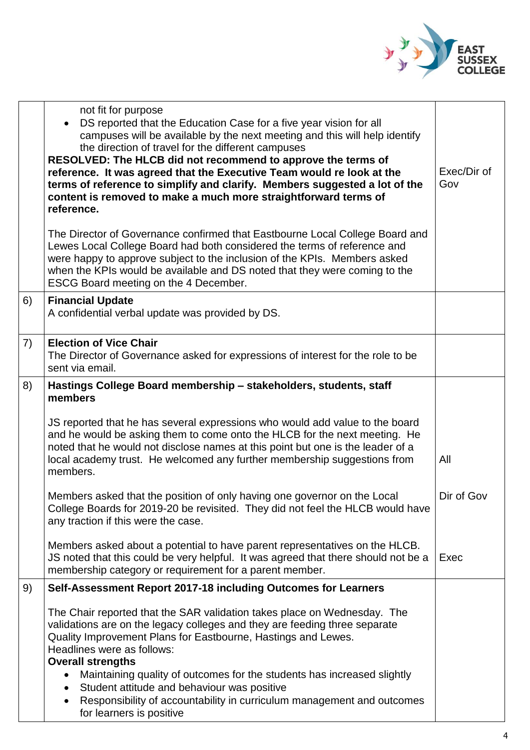|  |  |  |
|---|---|---|
|  | not fit for purpose<br>• DS reported that the Education Case for a five year vision for all campuses will be available by the next meeting and this will help identify the direction of travel for the different campuses<br>**RESOLVED: The HLCB did not recommend to approve the terms of reference. It was agreed that the Executive Team would re look at the terms of reference to simplify and clarify. Members suggested a lot of the content is removed to make a much more straightforward terms of reference.**<br><br>The Director of Governance confirmed that Eastbourne Local College Board and Lewes Local College Board had both considered the terms of reference and were happy to approve subject to the inclusion of the KPIs. Members asked when the KPIs would be available and DS noted that they were coming to the ESCG Board meeting on the 4 December. | Exec/Dir of Gov |
| 6) | **Financial Update**<br>A confidential verbal update was provided by DS. |  |
| 7) | **Election of Vice Chair**<br>The Director of Governance asked for expressions of interest for the role to be sent via email. |  |
| 8) | **Hastings College Board membership – stakeholders, students, staff members**<br><br>JS reported that he has several expressions who would add value to the board and he would be asking them to come onto the HLCB for the next meeting. He noted that he would not disclose names at this point but one is the leader of a local academy trust. He welcomed any further membership suggestions from members.<br><br>Members asked that the position of only having one governor on the Local College Boards for 2019-20 be revisited. They did not feel the HLCB would have any traction if this were the case.<br><br>Members asked about a potential to have parent representatives on the HLCB. JS noted that this could be very helpful. It was agreed that there should not be a membership category or requirement for a parent member. | All<br><br><br>Dir of Gov<br><br><br>Exec |
| 9) | **Self-Assessment Report 2017-18 including Outcomes for Learners**<br><br>The Chair reported that the SAR validation takes place on Wednesday. The validations are on the legacy colleges and they are feeding three separate Quality Improvement Plans for Eastbourne, Hastings and Lewes.<br>Headlines were as follows:<br>**Overall strengths**<br>• Maintaining quality of outcomes for the students has increased slightly<br>• Student attitude and behaviour was positive<br>• Responsibility of accountability in curriculum management and outcomes for learners is positive |  |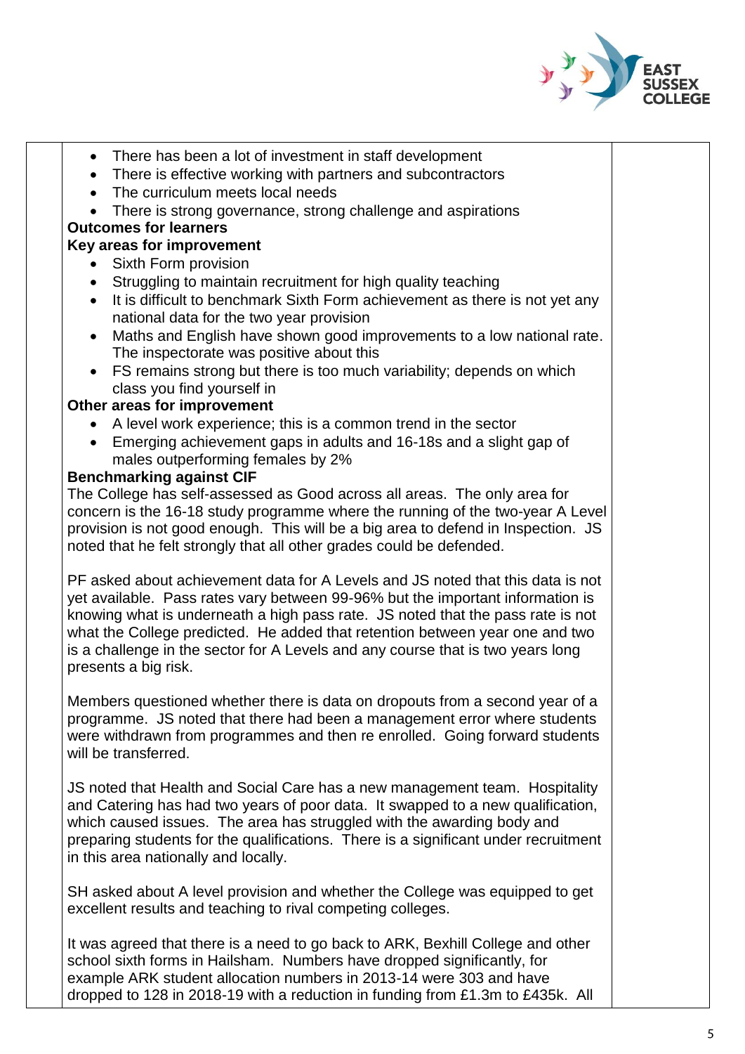- There has been a lot of investment in staff development
- There is effective working with partners and subcontractors
- The curriculum meets local needs
- There is strong governance, strong challenge and aspirations

**Outcomes for learners**

**Key areas for improvement**

- Sixth Form provision
- Struggling to maintain recruitment for high quality teaching
- It is difficult to benchmark Sixth Form achievement as there is not yet any national data for the two year provision
- Maths and English have shown good improvements to a low national rate. The inspectorate was positive about this
- FS remains strong but there is too much variability; depends on which class you find yourself in

**Other areas for improvement**

- A level work experience; this is a common trend in the sector
- Emerging achievement gaps in adults and 16-18s and a slight gap of males outperforming females by 2%

**Benchmarking against CIF**

The College has self-assessed as Good across all areas. The only area for concern is the 16-18 study programme where the running of the two-year A Level provision is not good enough. This will be a big area to defend in Inspection. JS noted that he felt strongly that all other grades could be defended.

PF asked about achievement data for A Levels and JS noted that this data is not yet available. Pass rates vary between 99-96% but the important information is knowing what is underneath a high pass rate. JS noted that the pass rate is not what the College predicted. He added that retention between year one and two is a challenge in the sector for A Levels and any course that is two years long presents a big risk.

Members questioned whether there is data on dropouts from a second year of a programme. JS noted that there had been a management error where students were withdrawn from programmes and then re enrolled. Going forward students will be transferred.

JS noted that Health and Social Care has a new management team. Hospitality and Catering has had two years of poor data. It swapped to a new qualification, which caused issues. The area has struggled with the awarding body and preparing students for the qualifications. There is a significant under recruitment in this area nationally and locally.

SH asked about A level provision and whether the College was equipped to get excellent results and teaching to rival competing colleges.

It was agreed that there is a need to go back to ARK, Bexhill College and other school sixth forms in Hailsham. Numbers have dropped significantly, for example ARK student allocation numbers in 2013-14 were 303 and have dropped to 128 in 2018-19 with a reduction in funding from £1.3m to £435k. All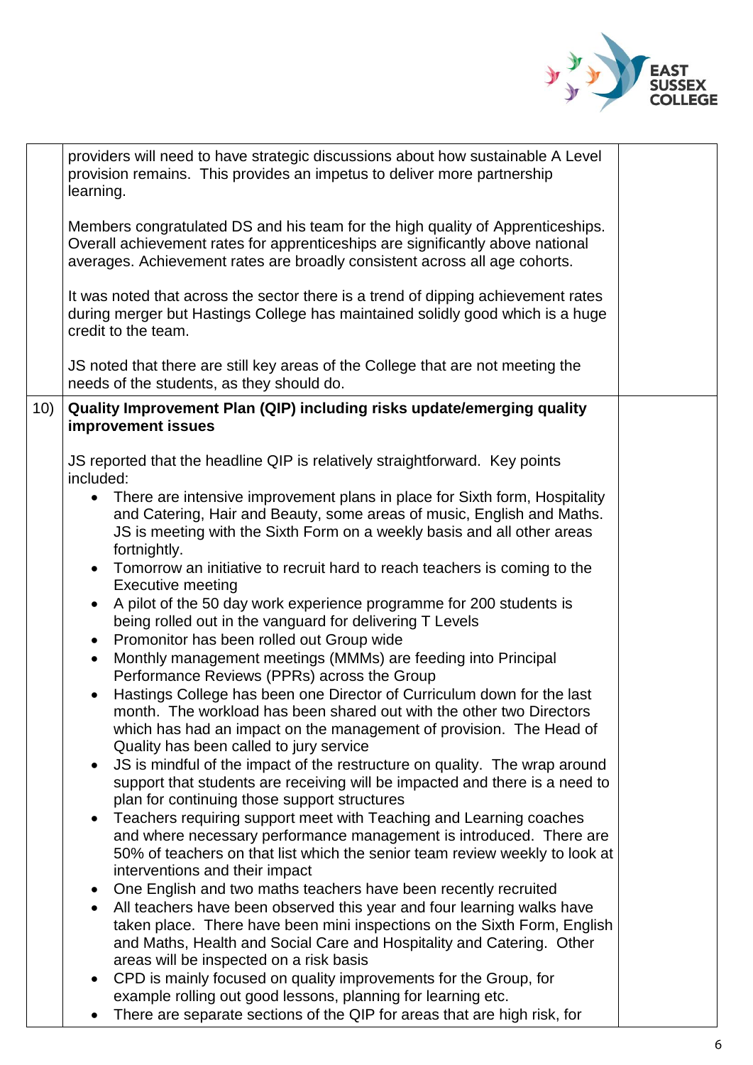| | | |
|---|---|---|
| | providers will need to have strategic discussions about how sustainable A Level provision remains. This provides an impetus to deliver more partnership learning.<br><br>Members congratulated DS and his team for the high quality of Apprenticeships. Overall achievement rates for apprenticeships are significantly above national averages. Achievement rates are broadly consistent across all age cohorts.<br><br>It was noted that across the sector there is a trend of dipping achievement rates during merger but Hastings College has maintained solidly good which is a huge credit to the team.<br><br>JS noted that there are still key areas of the College that are not meeting the needs of the students, as they should do. | |
| 10) | **Quality Improvement Plan (QIP) including risks update/emerging quality improvement issues**<br><br>JS reported that the headline QIP is relatively straightforward. Key points included:<br>• There are intensive improvement plans in place for Sixth form, Hospitality and Catering, Hair and Beauty, some areas of music, English and Maths. JS is meeting with the Sixth Form on a weekly basis and all other areas fortnightly.<br>• Tomorrow an initiative to recruit hard to reach teachers is coming to the Executive meeting<br>• A pilot of the 50 day work experience programme for 200 students is being rolled out in the vanguard for delivering T Levels<br>• Promonitor has been rolled out Group wide<br>• Monthly management meetings (MMMs) are feeding into Principal Performance Reviews (PPRs) across the Group<br>• Hastings College has been one Director of Curriculum down for the last month. The workload has been shared out with the other two Directors which has had an impact on the management of provision. The Head of Quality has been called to jury service<br>• JS is mindful of the impact of the restructure on quality. The wrap around support that students are receiving will be impacted and there is a need to plan for continuing those support structures<br>• Teachers requiring support meet with Teaching and Learning coaches and where necessary performance management is introduced. There are 50% of teachers on that list which the senior team review weekly to look at interventions and their impact<br>• One English and two maths teachers have been recently recruited<br>• All teachers have been observed this year and four learning walks have taken place. There have been mini inspections on the Sixth Form, English and Maths, Health and Social Care and Hospitality and Catering. Other areas will be inspected on a risk basis<br>• CPD is mainly focused on quality improvements for the Group, for example rolling out good lessons, planning for learning etc.<br>• There are separate sections of the QIP for areas that are high risk, for | |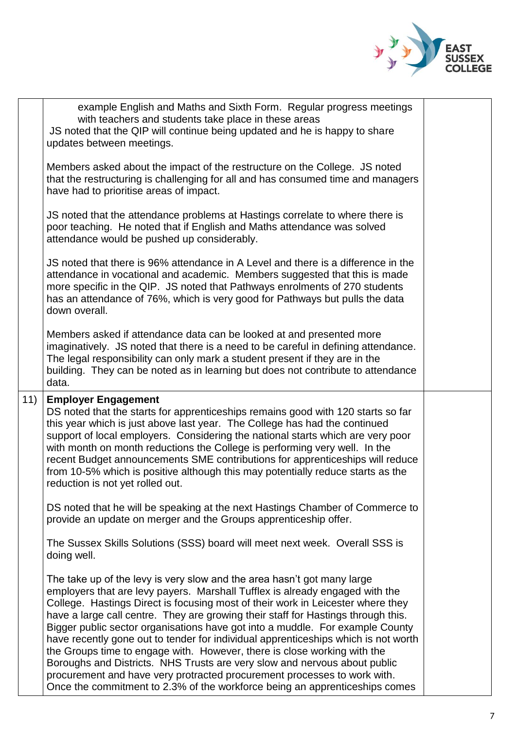| | | |
|---|---|---|
| | example English and Maths and Sixth Form. Regular progress meetings with teachers and students take place in these areas<br>JS noted that the QIP will continue being updated and he is happy to share updates between meetings.<br><br>Members asked about the impact of the restructure on the College. JS noted that the restructuring is challenging for all and has consumed time and managers have had to prioritise areas of impact.<br><br>JS noted that the attendance problems at Hastings correlate to where there is poor teaching. He noted that if English and Maths attendance was solved attendance would be pushed up considerably.<br><br>JS noted that there is 96% attendance in A Level and there is a difference in the attendance in vocational and academic. Members suggested that this is made more specific in the QIP. JS noted that Pathways enrolments of 270 students has an attendance of 76%, which is very good for Pathways but pulls the data down overall.<br><br>Members asked if attendance data can be looked at and presented more imaginatively. JS noted that there is a need to be careful in defining attendance. The legal responsibility can only mark a student present if they are in the building. They can be noted as in learning but does not contribute to attendance data. | |
| 11) | **Employer Engagement**<br>DS noted that the starts for apprenticeships remains good with 120 starts so far this year which is just above last year. The College has had the continued support of local employers. Considering the national starts which are very poor with month on month reductions the College is performing very well. In the recent Budget announcements SME contributions for apprenticeships will reduce from 10-5% which is positive although this may potentially reduce starts as the reduction is not yet rolled out.<br><br>DS noted that he will be speaking at the next Hastings Chamber of Commerce to provide an update on merger and the Groups apprenticeship offer.<br><br>The Sussex Skills Solutions (SSS) board will meet next week. Overall SSS is doing well.<br><br>The take up of the levy is very slow and the area hasn't got many large employers that are levy payers. Marshall Tufflex is already engaged with the College. Hastings Direct is focusing most of their work in Leicester where they have a large call centre. They are growing their staff for Hastings through this. Bigger public sector organisations have got into a muddle. For example County have recently gone out to tender for individual apprenticeships which is not worth the Groups time to engage with. However, there is close working with the Boroughs and Districts. NHS Trusts are very slow and nervous about public procurement and have very protracted procurement processes to work with. Once the commitment to 2.3% of the workforce being an apprenticeships comes | |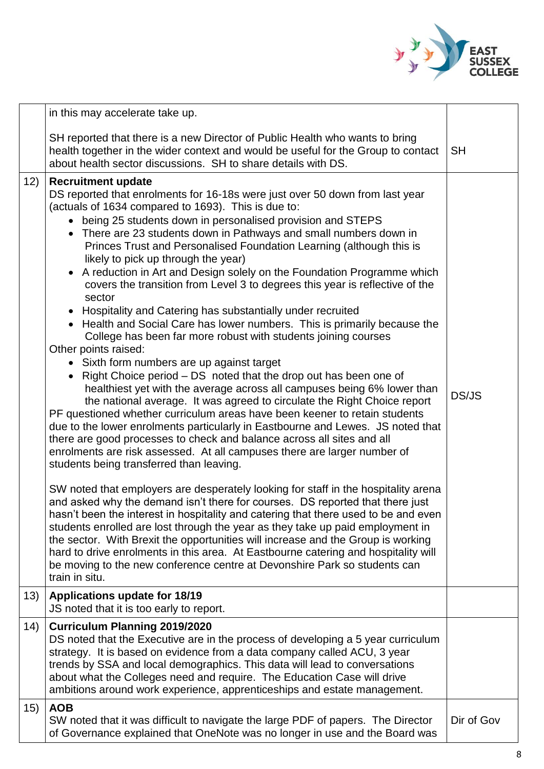|  |  |  |
|---|---|---|
|  | in this may accelerate take up.<br><br>SH reported that there is a new Director of Public Health who wants to bring health together in the wider context and would be useful for the Group to contact about health sector discussions. SH to share details with DS. | SH |
| 12) | **Recruitment update**<br>DS reported that enrolments for 16-18s were just over 50 down from last year (actuals of 1634 compared to 1693). This is due to:<br>• being 25 students down in personalised provision and STEPS<br>• There are 23 students down in Pathways and small numbers down in Princes Trust and Personalised Foundation Learning (although this is likely to pick up through the year)<br>• A reduction in Art and Design solely on the Foundation Programme which covers the transition from Level 3 to degrees this year is reflective of the sector<br>• Hospitality and Catering has substantially under recruited<br>• Health and Social Care has lower numbers. This is primarily because the College has been far more robust with students joining courses<br>Other points raised:<br>• Sixth form numbers are up against target<br>• Right Choice period – DS noted that the drop out has been one of healthiest yet with the average across all campuses being 6% lower than the national average. It was agreed to circulate the Right Choice report<br>PF questioned whether curriculum areas have been keener to retain students due to the lower enrolments particularly in Eastbourne and Lewes. JS noted that there are good processes to check and balance across all sites and all enrolments are risk assessed. At all campuses there are larger number of students being transferred than leaving.<br><br>SW noted that employers are desperately looking for staff in the hospitality arena and asked why the demand isn't there for courses. DS reported that there just hasn't been the interest in hospitality and catering that there used to be and even students enrolled are lost through the year as they take up paid employment in the sector. With Brexit the opportunities will increase and the Group is working hard to drive enrolments in this area. At Eastbourne catering and hospitality will be moving to the new conference centre at Devonshire Park so students can train in situ. | DS/JS |
| 13) | **Applications update for 18/19**<br>JS noted that it is too early to report. |  |
| 14) | **Curriculum Planning 2019/2020**<br>DS noted that the Executive are in the process of developing a 5 year curriculum strategy. It is based on evidence from a data company called ACU, 3 year trends by SSA and local demographics. This data will lead to conversations about what the Colleges need and require. The Education Case will drive ambitions around work experience, apprenticeships and estate management. |  |
| 15) | **AOB**<br>SW noted that it was difficult to navigate the large PDF of papers. The Director of Governance explained that OneNote was no longer in use and the Board was | Dir of Gov |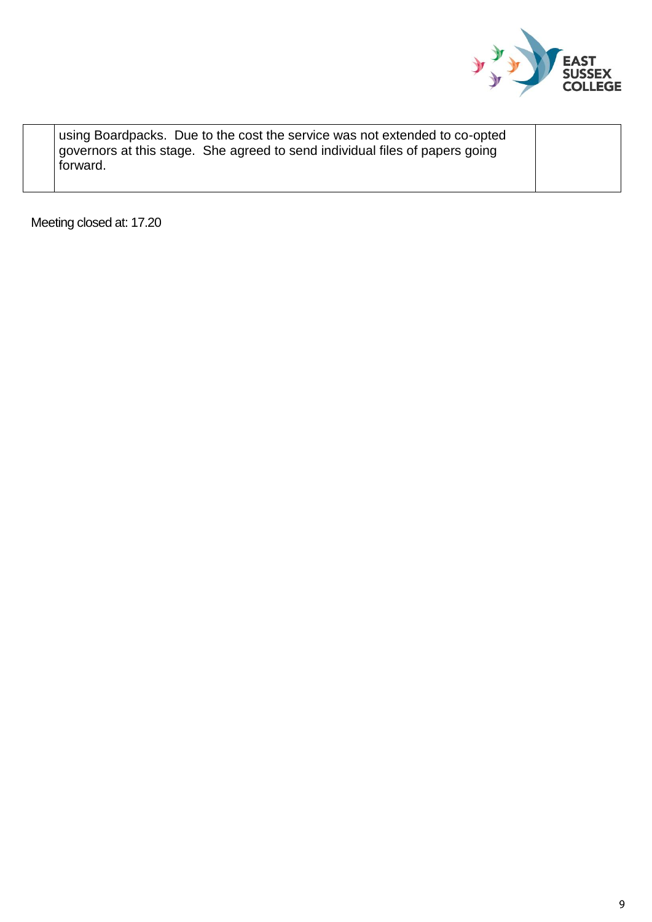| | | |
|---|---|---|
| | using Boardpacks. Due to the cost the service was not extended to co-opted governors at this stage. She agreed to send individual files of papers going forward. | |

Meeting closed at: 17.20